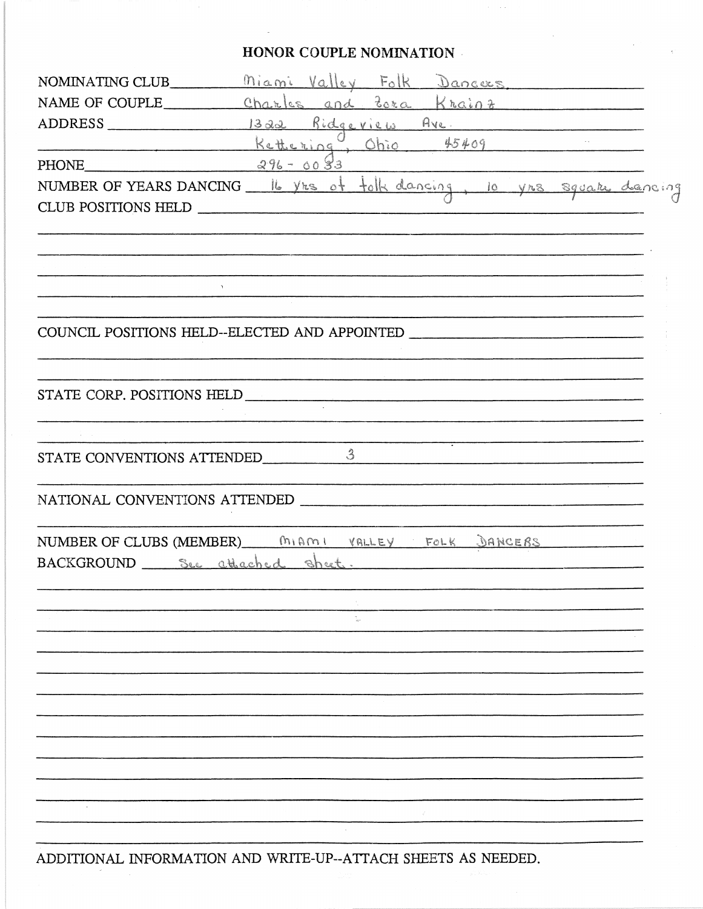# HONOR COUPLE NOMINATION

NOMINATING CLUB: Miami Valley Folk Dancers.

NAME OF COUPLE: Charles and Zora Krainz

ADDRESS: 1322 Ridgeview Ave.
Kettering, Ohio 45409

PHONE: 296 - 0033

NUMBER OF YEARS DANCING: 16 yrs of folk dancing, 10 yrs square dancing

CLUB POSITIONS HELD:

COUNCIL POSITIONS HELD--ELECTED AND APPOINTED:

STATE CORP. POSITIONS HELD:

STATE CONVENTIONS ATTENDED: 3

NATIONAL CONVENTIONS ATTENDED:

NUMBER OF CLUBS (MEMBER): MIAMI VALLEY FOLK DANCERS

BACKGROUND: See attached sheet.

ADDITIONAL INFORMATION AND WRITE-UP--ATTACH SHEETS AS NEEDED.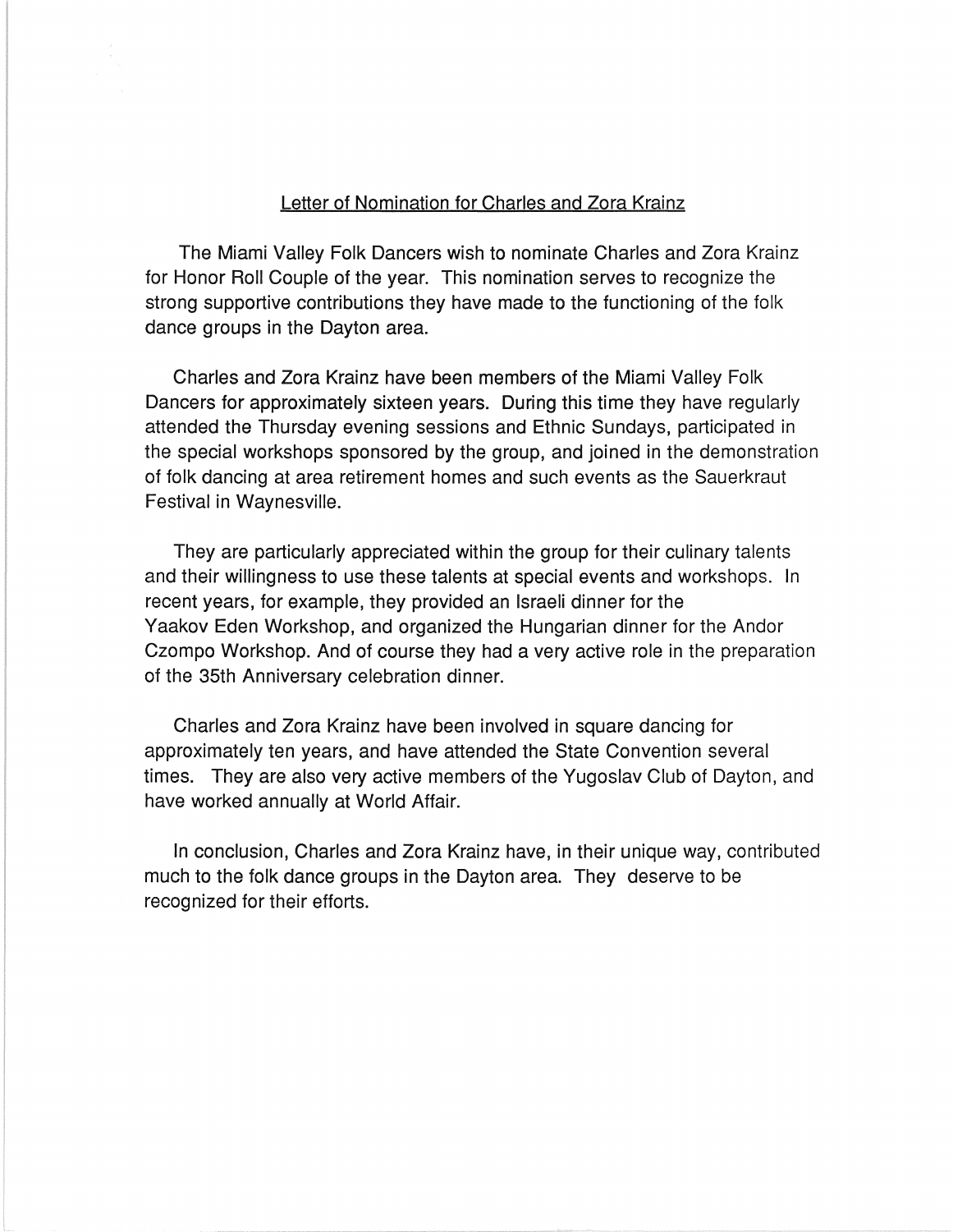Letter of Nomination for Charles and Zora Krainz

The Miami Valley Folk Dancers wish to nominate Charles and Zora Krainz for Honor Roll Couple of the year. This nomination serves to recognize the strong supportive contributions they have made to the functioning of the folk dance groups in the Dayton area.

Charles and Zora Krainz have been members of the Miami Valley Folk Dancers for approximately sixteen years. During this time they have regularly attended the Thursday evening sessions and Ethnic Sundays, participated in the special workshops sponsored by the group, and joined in the demonstration of folk dancing at area retirement homes and such events as the Sauerkraut Festival in Waynesville.

They are particularly appreciated within the group for their culinary talents and their willingness to use these talents at special events and workshops. In recent years, for example, they provided an Israeli dinner for the Yaakov Eden Workshop, and organized the Hungarian dinner for the Andor Czompo Workshop. And of course they had a very active role in the preparation of the 35th Anniversary celebration dinner.

Charles and Zora Krainz have been involved in square dancing for approximately ten years, and have attended the State Convention several times. They are also very active members of the Yugoslav Club of Dayton, and have worked annually at World Affair.

In conclusion, Charles and Zora Krainz have, in their unique way, contributed much to the folk dance groups in the Dayton area. They deserve to be recognized for their efforts.